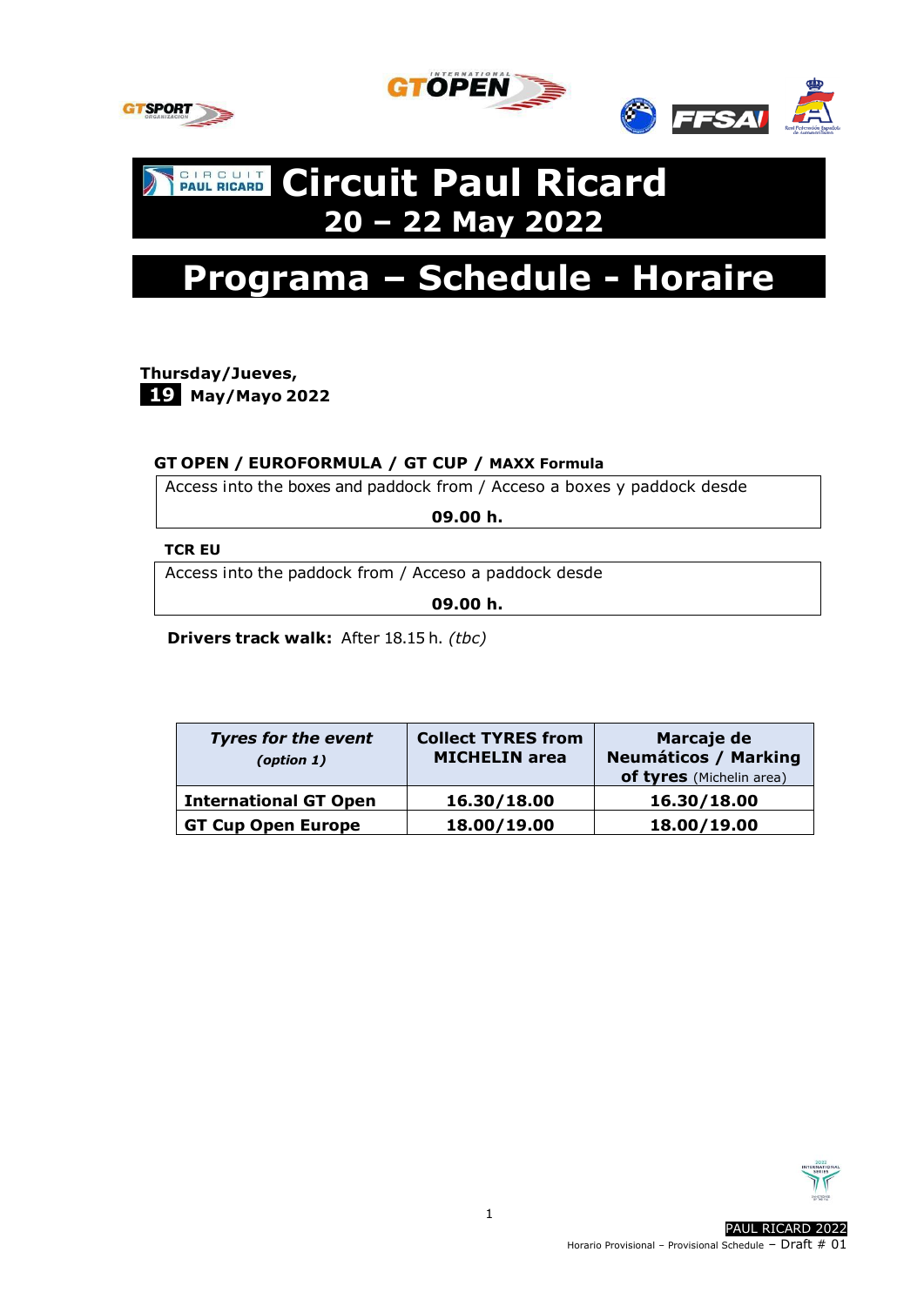# Circuit Paul Ricard
## 20 – 22 May 2022

# Programa – Schedule - Horaire

**Thursday/Jueves,**
**19 May/Mayo 2022**

### GT OPEN / EUROFORMULA / GT CUP / MAXX Formula

Access into the boxes and paddock from / Acceso a boxes y paddock desde

**09.00 h.**

### TCR EU

Access into the paddock from / Acceso a paddock desde

**09.00 h.**

**Drivers track walk:** After 18.15 h. *(tbc)*

| ***Tyres for the event*** *(option 1)* | **Collect TYRES from MICHELIN area** | **Marcaje de Neumáticos / Marking of tyres** (Michelin area) |
|---|---|---|
| **International GT Open** | **16.30/18.00** | **16.30/18.00** |
| **GT Cup Open Europe** | **18.00/19.00** | **18.00/19.00** |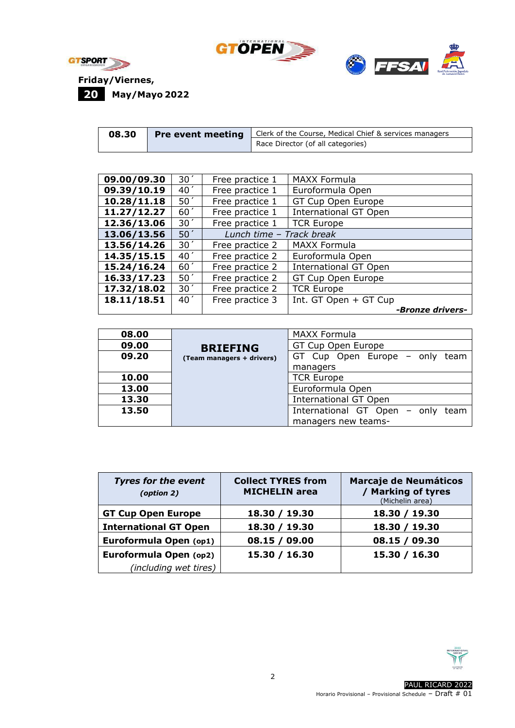**Friday/Viernes,**

**20 May/Mayo 2022**

| **08.30** | **Pre event meeting** | Clerk of the Course, Medical Chief & services managers |
|---|---|---|
| | | Race Director (of all categories) |

| **09.00/09.30** | 30´ | Free practice 1 | MAXX Formula |
|---|---|---|---|
| **09.39/10.19** | 40´ | Free practice 1 | Euroformula Open |
| **10.28/11.18** | 50´ | Free practice 1 | GT Cup Open Europe |
| **11.27/12.27** | 60´ | Free practice 1 | International GT Open |
| **12.36/13.06** | 30´ | Free practice 1 | TCR Europe |
| **13.06/13.56** | 50´ | *Lunch time – Track break* | |
| **13.56/14.26** | 30´ | Free practice 2 | MAXX Formula |
| **14.35/15.15** | 40´ | Free practice 2 | Euroformula Open |
| **15.24/16.24** | 60´ | Free practice 2 | International GT Open |
| **16.33/17.23** | 50´ | Free practice 2 | GT Cup Open Europe |
| **17.32/18.02** | 30´ | Free practice 2 | TCR Europe |
| **18.11/18.51** | 40´ | Free practice 3 | Int. GT Open + GT Cup ***-Bronze drivers-*** |

| **08.00** | **BRIEFING** (Team managers + drivers) | MAXX Formula |
|---|---|---|
| **09.00** | | GT Cup Open Europe |
| **09.20** | | GT Cup Open Europe – only team managers |
| **10.00** | | TCR Europe |
| **13.00** | | Euroformula Open |
| **13.30** | | International GT Open |
| **13.50** | | International GT Open – only team managers new teams- |

| ***Tyres for the event*** ***(option 2)*** | **Collect TYRES from MICHELIN area** | **Marcaje de Neumáticos / Marking of tyres** (Michelin area) |
|---|---|---|
| **GT Cup Open Europe** | **18.30 / 19.30** | **18.30 / 19.30** |
| **International GT Open** | **18.30 / 19.30** | **18.30 / 19.30** |
| **Euroformula Open (op1)** | **08.15 / 09.00** | **08.15 / 09.30** |
| **Euroformula Open (op2)** *(including wet tires)* | **15.30 / 16.30** | **15.30 / 16.30** |

PAUL RICARD 2022

Horario Provisional – Provisional Schedule – Draft # 01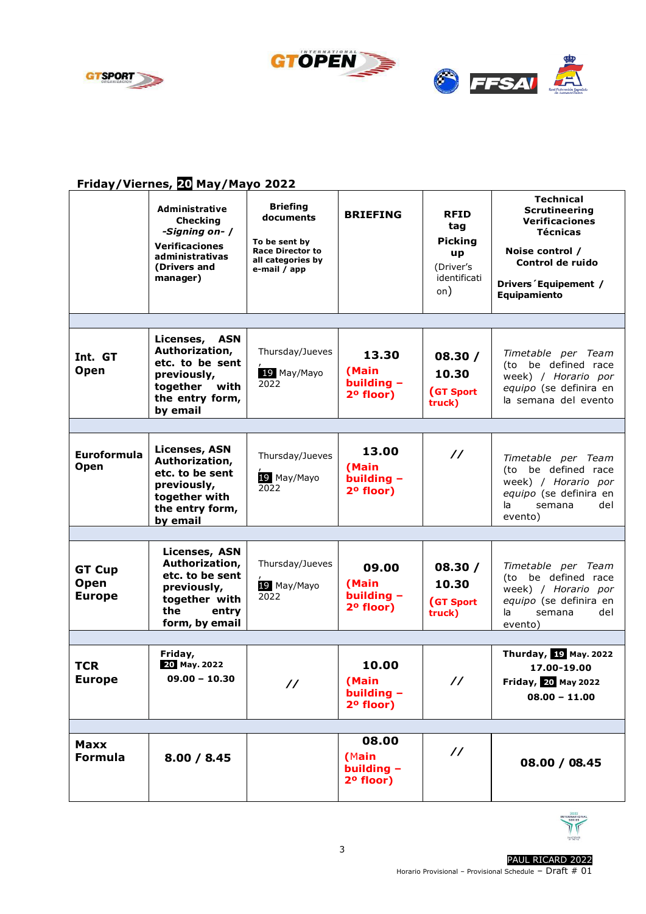## Friday/Viernes, 20 May/Mayo 2022

| | **Administrative Checking** ***-Signing on- /*** **Verificaciones administrativas (Drivers and manager)** | **Briefing documents** **To be sent by Race Director to all categories by e-mail / app** | **BRIEFING** | **RFID tag Picking up** (Driver's identification) | **Technical Scrutineering Verificaciones Técnicas** **Noise control / Control de ruido** **Drivers´Equipement / Equipamiento** |
|---|---|---|---|---|---|
| | | | | | |
| **Int. GT Open** | **Licenses, ASN Authorization, etc. to be sent previously, together with the entry form, by email** | Thursday/Jueves, 19 May/Mayo 2022 | **13.30** **(Main building – 2º floor)** | **08.30 / 10.30** **(GT Sport truck)** | *Timetable per Team* (to be defined race week) / *Horario por equipo* (se definira en la semana del evento |
| | | | | | |
| **Euroformula Open** | **Licenses, ASN Authorization, etc. to be sent previously, together with the entry form, by email** | Thursday/Jueves 19 May/Mayo 2022 | **13.00** **(Main building – 2º floor)** | **//** | *Timetable per Team* (to be defined race week) / *Horario por equipo* (se definira en la semana del evento) |
| | | | | | |
| **GT Cup Open Europe** | **Licenses, ASN Authorization, etc. to be sent previously, together with the entry form, by email** | Thursday/Jueves, 19 May/Mayo 2022 | **09.00** **(Main building – 2º floor)** | **08.30 / 10.30** **(GT Sport truck)** | *Timetable per Team* (to be defined race week) / *Horario por equipo* (se definira en la semana del evento) |
| | | | | | |
| **TCR Europe** | **Friday, 20 May. 2022** **09.00 – 10.30** | **//** | **10.00** **(Main building – 2º floor)** | **//** | **Thurday, 19 May. 2022** **17.00-19.00** **Friday, 20 May 2022** **08.00 – 11.00** |
| | | | | | |
| **Maxx Formula** | **8.00 / 8.45** | | **08.00** **(Main building – 2º floor)** | **//** | **08.00 / 08.45** |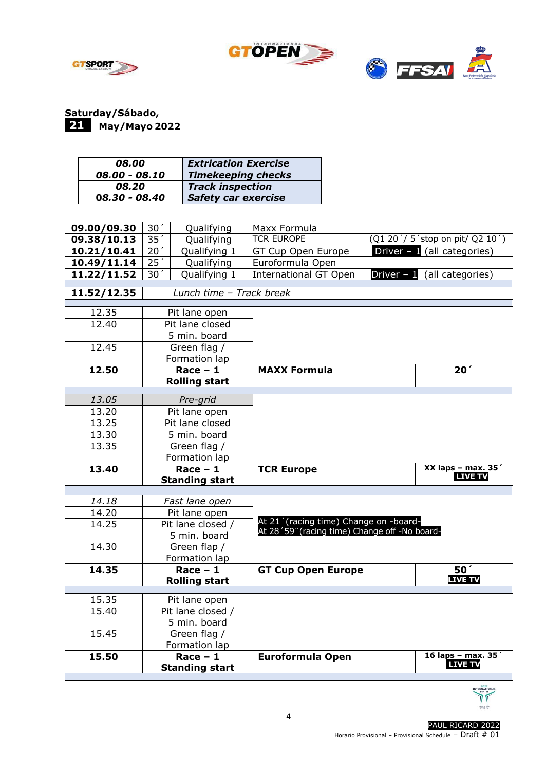**Saturday/Sábado,**

**21 May/Mayo 2022**

| 08.00 | Extrication Exercise |
|---|---|
| ***08.00 - 08.10*** | ***Timekeeping checks*** |
| ***08.20*** | ***Track inspection*** |
| ***08.30 - 08.40*** | ***Safety car exercise*** |

| Time | Duration | Session | Series | Notes |
|---|---|---|---|---|
| **09.00/09.30** | 30´ | Qualifying | Maxx Formula | |
| **09.38/10.13** | 35´ | Qualifying | TCR EUROPE | (Q1 20´/ 5´stop on pit/ Q2 10´) |
| **10.21/10.41** | 20´ | Qualifying 1 | GT Cup Open Europe | Driver – 1 (all categories) |
| **10.49/11.14** | 25´ | Qualifying | Euroformula Open | |
| **11.22/11.52** | 30´ | Qualifying 1 | International GT Open | Driver – 1 (all categories) |
| **11.52/12.35** | | *Lunch time – Track break* | | |

| Time | Procedure | Series | Duration |
|---|---|---|---|
| 12.35 | Pit lane open | | |
| 12.40 | Pit lane closed<br>5 min. board | | |
| 12.45 | Green flag /<br>Formation lap | | |
| **12.50** | **Race – 1**<br>**Rolling start** | **MAXX Formula** | **20´** |
| *13.05* | *Pre-grid* | | |
| 13.20 | Pit lane open | | |
| 13.25 | Pit lane closed | | |
| 13.30 | 5 min. board | | |
| 13.35 | Green flag /<br>Formation lap | | |
| **13.40** | **Race – 1**<br>**Standing start** | **TCR Europe** | **XX laps – max. 35´**<br>**LIVE TV** |
| *14.18* | *Fast lane open* | | |
| 14.20 | Pit lane open | | |
| 14.25 | Pit lane closed /<br>5 min. board | At 21´(racing time) Change on -board-<br>At 28´59¨(racing time) Change off -No board- | |
| 14.30 | Green flap /<br>Formation lap | | |
| **14.35** | **Race – 1**<br>**Rolling start** | **GT Cup Open Europe** | **50´**<br>**LIVE TV** |
| 15.35 | Pit lane open | | |
| 15.40 | Pit lane closed /<br>5 min. board | | |
| 15.45 | Green flag /<br>Formation lap | | |
| **15.50** | **Race – 1**<br>**Standing start** | **Euroformula Open** | **16 laps – max. 35´**<br>**LIVE TV** |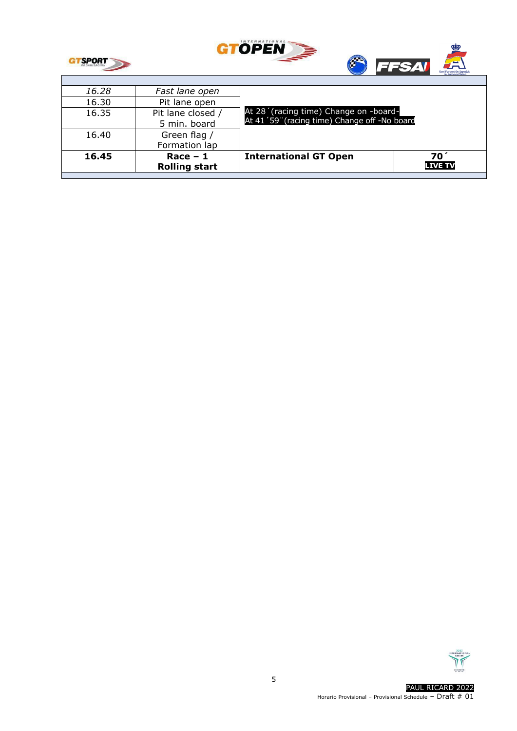| | | | |
|---|---|---|---|
| *16.28* | *Fast lane open* | | |
| 16.30 | Pit lane open | At 28´(racing time) Change on -board-<br>At 41´59¨(racing time) Change off -No board | |
| 16.35 | Pit lane closed / 5 min. board | | |
| 16.40 | Green flag / Formation lap | | |
| **16.45** | **Race – 1 Rolling start** | **International GT Open** | **70´** LIVE TV |

PAUL RICARD 2022
Horario Provisional – Provisional Schedule – Draft # 01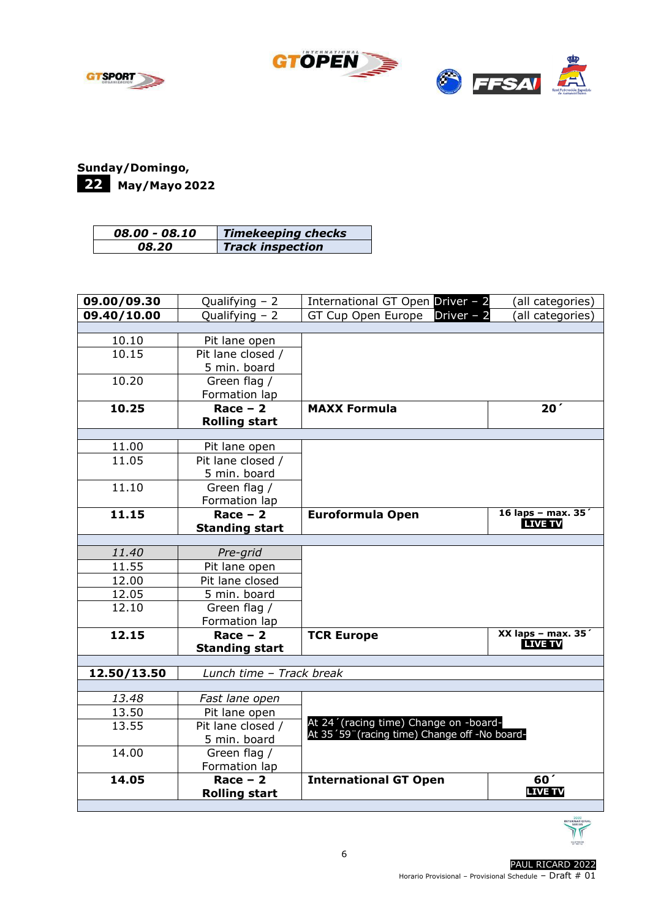**Sunday/Domingo,**
**22 May/Mayo 2022**

| | |
|---|---|
| ***08.00 - 08.10*** | ***Timekeeping checks*** |
| ***08.20*** | ***Track inspection*** |

| | | | |
|---|---|---|---|
| **09.00/09.30** | Qualifying – 2 | International GT Open Driver – 2 | (all categories) |
| **09.40/10.00** | Qualifying – 2 | GT Cup Open Europe Driver – 2 | (all categories) |
| | | | |
| 10.10 | Pit lane open | | |
| 10.15 | Pit lane closed / 5 min. board | | |
| 10.20 | Green flag / Formation lap | | |
| **10.25** | **Race – 2 Rolling start** | **MAXX Formula** | **20´** |
| | | | |
| 11.00 | Pit lane open | | |
| 11.05 | Pit lane closed / 5 min. board | | |
| 11.10 | Green flag / Formation lap | | |
| **11.15** | **Race – 2 Standing start** | **Euroformula Open** | **16 laps – max. 35´ LIVE TV** |
| | | | |
| *11.40* | *Pre-grid* | | |
| 11.55 | Pit lane open | | |
| 12.00 | Pit lane closed | | |
| 12.05 | 5 min. board | | |
| 12.10 | Green flag / Formation lap | | |
| **12.15** | **Race – 2 Standing start** | **TCR Europe** | **XX laps – max. 35´ LIVE TV** |
| | | | |
| **12.50/13.50** | *Lunch time – Track break* | | |
| | | | |
| *13.48* | *Fast lane open* | | |
| 13.50 | Pit lane open | At 24´(racing time) Change on -board- At 35´59¨(racing time) Change off -No board- | |
| 13.55 | Pit lane closed / 5 min. board | | |
| 14.00 | Green flag / Formation lap | | |
| **14.05** | **Race – 2 Rolling start** | **International GT Open** | **60´ LIVE TV** |

PAUL RICARD 2022
Horario Provisional – Provisional Schedule – Draft # 01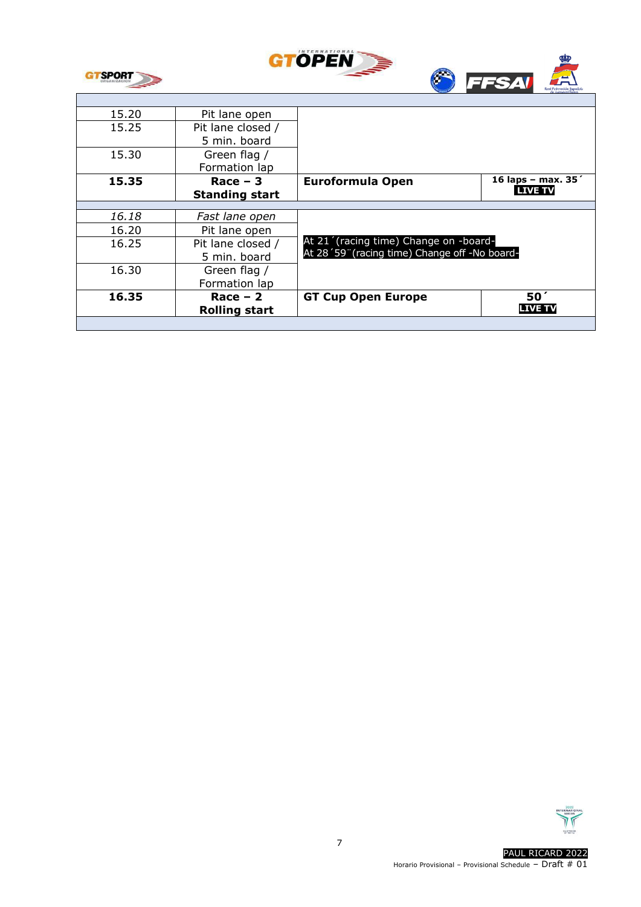| | | | |
|---|---|---|---|
| 15.20 | Pit lane open | | |
| 15.25 | Pit lane closed / 5 min. board | | |
| 15.30 | Green flag / Formation lap | | |
| **15.35** | **Race – 3 Standing start** | **Euroformula Open** | **16 laps – max. 35´ LIVE TV** |
| | | | |
| *16.18* | *Fast lane open* | At 21´(racing time) Change on -board- At 28´59¨(racing time) Change off -No board- | |
| 16.20 | Pit lane open | | |
| 16.25 | Pit lane closed / 5 min. board | | |
| 16.30 | Green flag / Formation lap | | |
| **16.35** | **Race – 2 Rolling start** | **GT Cup Open Europe** | **50´ LIVE TV** |

PAUL RICARD 2022

Horario Provisional – Provisional Schedule – Draft # 01